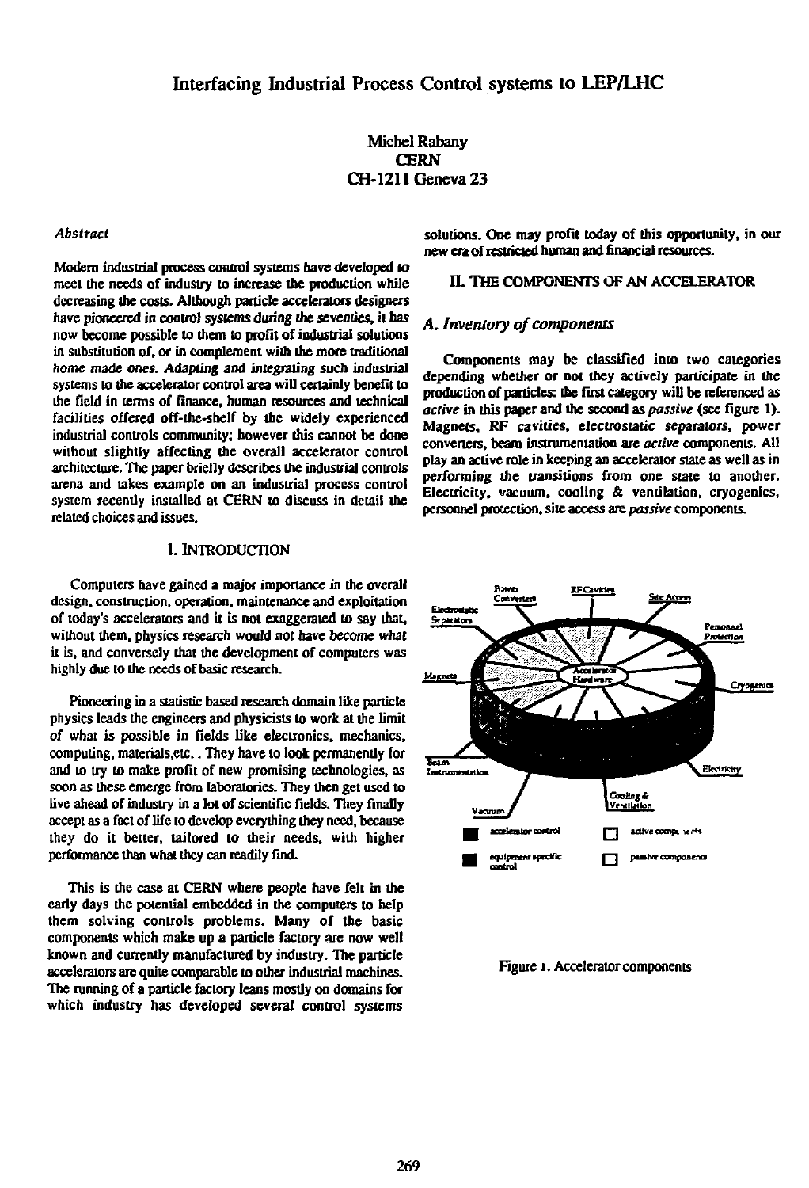# Interfacing Industrial Process Control systems to LEP/LHC

Michel Rabany
CERN
CH-1211 Geneva 23

*Abstract*

Modern industrial process control systems have developed to meet the needs of industry to increase the production while decreasing the costs. Although particle accelerators designers have pioneered in control systems during the seventies, it has now become possible to them to profit of industrial solutions in substitution of, or in complement with the more traditional home made ones. Adapting and integrating such industrial systems to the accelerator control area will certainly benefit to the field in terms of finance, human resources and technical facilities offered off-the-shelf by the widely experienced industrial controls community; however this cannot be done without slightly affecting the overall accelerator control architecture. The paper briefly describes the industrial controls arena and takes example on an indusrial process control system recently installed at CERN to discuss in detail the related choices and issues.

## 1. INTRODUCTION

Computers have gained a major importance in the overall design, construction, operation, maintenance and exploitation of today's accelerators and it is not exaggerated to say that, without them, physics research would not have become what it is, and conversely that the development of computers was highly due to the needs of basic research.

Pioneering in a statistic based research domain like particle physics leads the engineers and physicists to work at the limit of what is possible in fields like electronics, mechanics, computing, materials,etc.. They have to look permanently for and to try to make profit of new promising technologies, as soon as these emerge from laboratories. They then get used to live ahead of industry in a lot of scientific fields. They finally accept as a fact of life to develop everything they need, because they do it better, tailored to their needs, with higher performance than what they can readily find.

This is the case at CERN where people have felt in the early days the potential embedded in the computers to help them solving controls problems. Many of the basic components which make up a particle factory are now well known and currently manufactured by industry. The particle accelerators are quite comparable to other industrial machines. The running of a particle factory leans mostly on domains for which industry has developed several control systems solutions. One may profit today of this opportunity, in our new era of restricted human and financial resources.

## II. THE COMPONENTS OF AN ACCELERATOR

### *A. Inventory of components*

Components may be classified into two categories depending whether or not they actively participate in the production of particles: the first category will be referenced as *active* in this paper and the second as *passive* (see figure 1). Magnets, RF cavities, electrostatic separators, power converters, beam instrumentation are *active* components. All play an active role in keeping an accelerator state as well as in performing the transitions from one state to another. Electricity, vacuum, cooling & ventilation, cryogenics, personnel protection, site access are *passive* components.

Figure 1. Accelerator components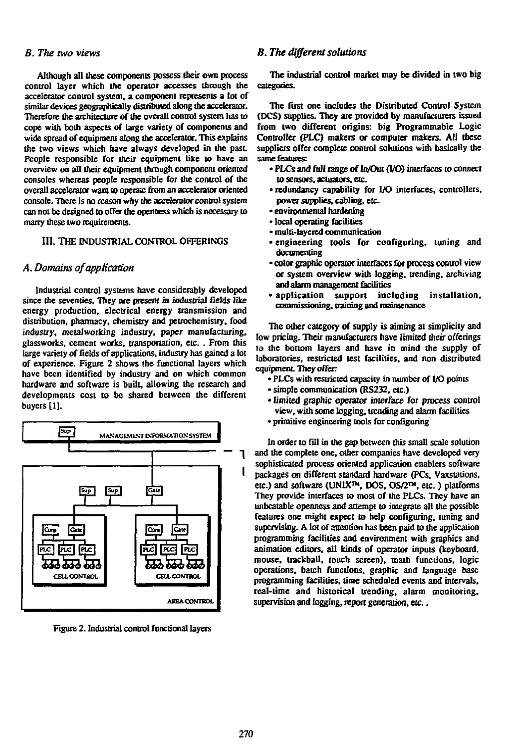### *B. The two views*

Although all these components possess their own process control layer which the operator accesses through the accelerator control system, a component represents a lot of similar devices geographically distributed along the accelerator. Therefore the architecture of the overall control system has to cope with both aspects of large variety of components and wide spread of equipment along the accelerator. This explains the two views which have always developed in the past. People responsible for their equipment like to have an overview on all their equipment through component oriented consoles whereas people responsible for the control of the overall accelerator want to operate from an accelerator oriented console. There is no reason why the accelerator control system can not be designed to offer the openness which is necessary to marry these two requirements.

## III. THE INDUSTRIAL CONTROL OFFERINGS

### *A. Domains of application*

Industrial control systems have considerably developed since the seventies. They are present in industrial fields like energy production, electrical energy transmission and distribution, pharmacy, chemistry and petrochemistry, food industry, metalworking industry, paper manufacturing, glassworks, cement works, transportation, etc. . From this large variety of fields of applications, industry has gained a lot of experience. Figure 2 shows the functional layers which have been identified by industry and on which common hardware and software is built, allowing the research and developments cost to be shared between the different buyers [1].

Figure 2. Industrial control functional layers

### *B. The different solutions*

The industrial control market may be divided in two big categories.

The first one includes the Distributed Control System (DCS) supplies. They are provided by manufacturers issued from two different origins: big Programmable Logic Controller (PLC) makers or computer makers. All these suppliers offer complete control solutions with basically the same features:

- PLCs and full range of In/Out (I/O) interfaces to connect to sensors, actuators, etc.
- redundancy capability for I/O interfaces, controllers, power supplies, cabling, etc.
- environmental hardening
- local operating facilities
- multi-layered communication
- engineering tools for configuring, tuning and documenting
- color graphic operator interfaces for process control view or system overview with logging, trending, archiving and alarm management facilities
- application support including installation, commissioning, training and maintenance

The other category of supply is aiming at simplicity and low pricing. Their manufacturers have limited their offerings to the bottom layers and have in mind the supply of laboratories, restricted test facilities, and non distributed equipment. They offer:

- PLCs with restricted capacity in number of I/O points
- simple communication (RS232, etc.)
- limited graphic operator interface for process control view, with some logging, trending and alarm facilities
- primitive engineering tools for configuring

In order to fill in the gap between this small scale solution and the complete one, other companies have developed very sophisticated process oriented application enablers software packages on different standard hardware (PCs, Vaxstations, etc.) and software (UNIX™, DOS, OS/2™, etc. ) platforms They provide interfaces to most of the PLCs. They have an unbeatable openness and attempt to integrate all the possible features one might expect to help configuring, tuning and supervising. A lot of attention has been paid to the application programming facilities and environment with graphics and animation editors, all kinds of operator inputs (keyboard, mouse, trackball, touch screen), math functions, logic operations, batch functions, graphic and language base programming facilities, time scheduled events and intervals, real-time and historical trending, alarm monitoring, supervision and logging, report generation, etc. .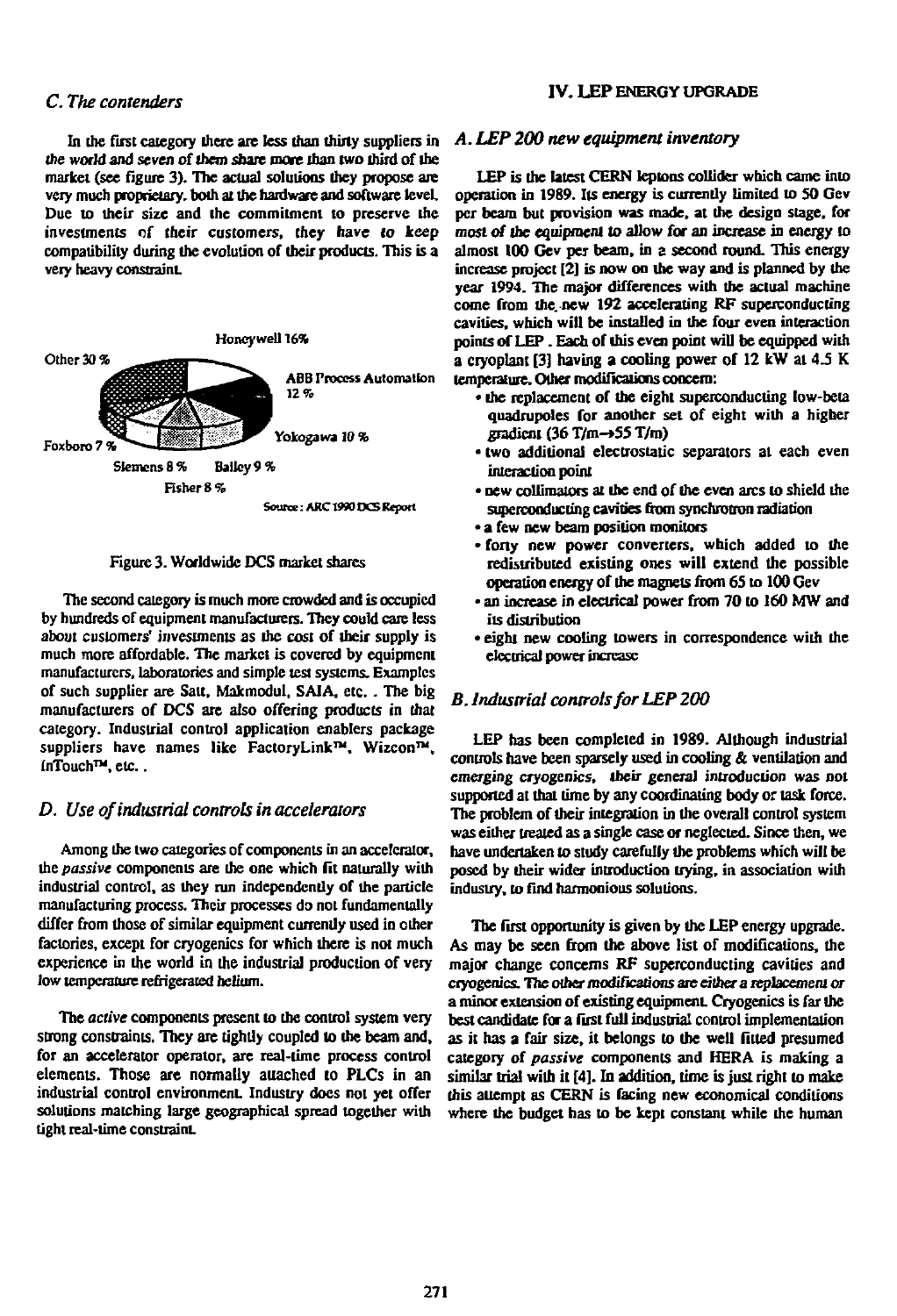### C. The contenders

In the first category there are less than thirty suppliers in the world and seven of them share more than two third of the market (see figure 3). The actual solutions they propose are very much proprietary, both at the hardware and software level. Due to their size and the commitment to preserve the investments of their customers, they have to keep compatibility during the evolution of their products. This is a very heavy constraint.

Honeywell 16%
Other 30 %
ABB Process Automation 12 %
Yokogawa 10 %
Foxboro 7 %
Siemens 8 %
Bailey 9 %
Fisher 8 %

Source: ARC 1990 DCS Report

Figure 3. Worldwide DCS market shares

The second category is much more crowded and is occupied by hundreds of equipment manufacturers. They could care less about customers' investments as the cost of their supply is much more affordable. The market is covered by equipment manufacturers, laboratories and simple test systems. Examples of such supplier are Satt, Makmodul, SAIA, etc. . The big manufacturers of DCS are also offering products in that category. Industrial control application enablers package suppliers have names like FactoryLink™, Wizcon™, InTouch™, etc. .

### D. Use of industrial controls in accelerators

Among the two categories of components in an accelerator, the *passive* components are the one which fit naturally with industrial control, as they run independently of the particle manufacturing process. Their processes do not fundamentally differ from those of similar equipment currently used in other factories, except for cryogenics for which there is not much experience in the world in the industrial production of very low temperature refrigerated helium.

The *active* components present to the control system very strong constraints. They are tightly coupled to the beam and, for an accelerator operator, are real-time process control elements. Those are normally attached to PLCs in an industrial control environment. Industry does not yet offer solutions matching large geographical spread together with tight real-time constraint.

## IV. LEP ENERGY UPGRADE

### A. LEP 200 new equipment inventory

LEP is the latest CERN leptons collider which came into operation in 1989. Its energy is currently limited to 50 Gev per beam but provision was made, at the design stage, for most of the equipment to allow for an increase in energy to almost 100 Gev per beam, in a second round. This energy increase project [2] is now on the way and is planned by the year 1994. The major differences with the actual machine come from the new 192 accelerating RF superconducting cavities, which will be installed in the four even interaction points of LEP . Each of this even point will be equipped with a cryoplant [3] having a cooling power of 12 kW at 4.5 K temperature. Other modifications concern:

- the replacement of the eight superconducting low-beta quadrupoles for another set of eight with a higher gradient (36 T/m→55 T/m)
- two additional electrostatic separators at each even interaction point
- new collimators at the end of the even arcs to shield the superconducting cavities from synchrotron radiation
- a few new beam position monitors
- forty new power converters, which added to the redistributed existing ones will extend the possible operation energy of the magnets from 65 to 100 Gev
- an increase in electrical power from 70 to 160 MW and its distribution
- eight new cooling towers in correspondence with the electrical power increase

### B. Industrial controls for LEP 200

LEP has been completed in 1989. Although industrial controls have been sparsely used in cooling & ventilation and emerging cryogenics, their general introduction was not supported at that time by any coordinating body or task force. The problem of their integration in the overall control system was either treated as a single case or neglected. Since then, we have undertaken to study carefully the problems which will be posed by their wider introduction trying, in association with industry, to find harmonious solutions.

The first opportunity is given by the LEP energy upgrade. As may be seen from the above list of modifications, the major change concerns RF superconducting cavities and cryogenics. The other modifications are either a replacement or a minor extension of existing equipment. Cryogenics is far the best candidate for a first full industrial control implementation as it has a fair size, it belongs to the well fitted presumed category of *passive* components and HERA is making a similar trial with it [4]. In addition, time is just right to make this attempt as CERN is facing new economical conditions where the budget has to be kept constant while the human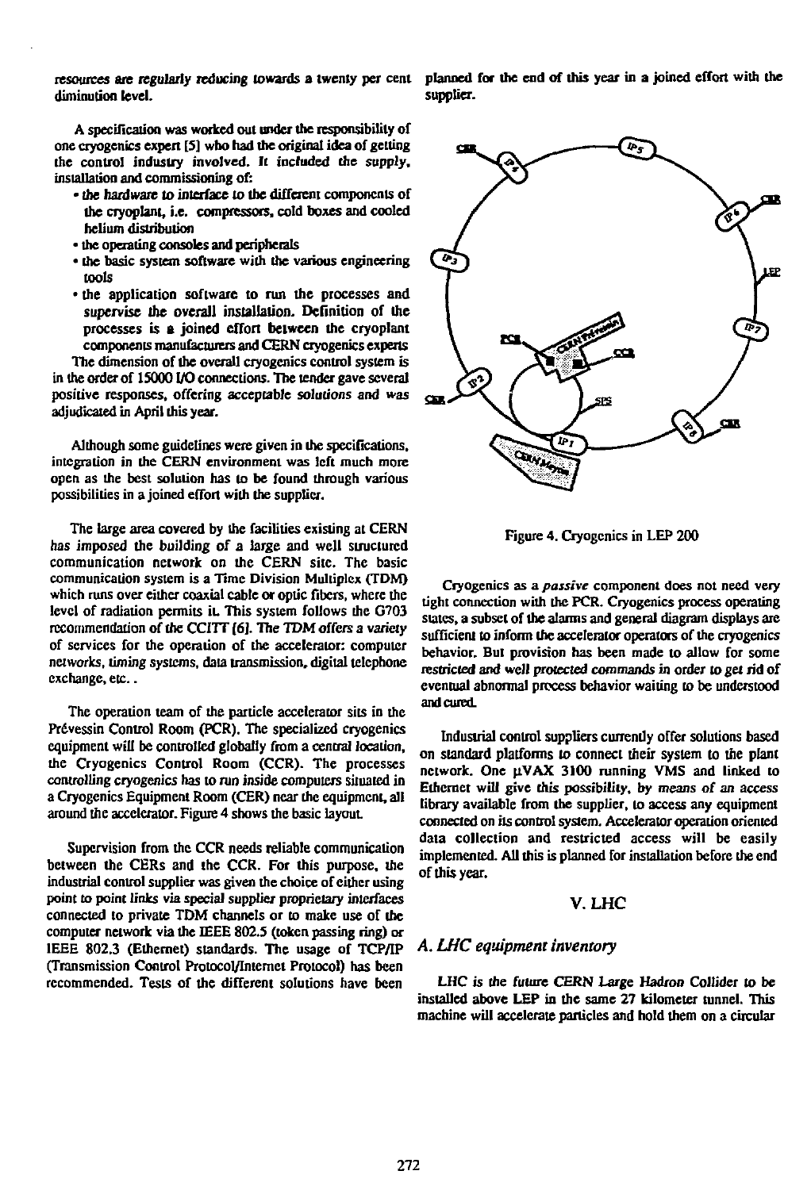resources are regularly reducing towards a twenty per cent diminution level.

A specification was worked out under the responsibility of one cryogenics expert [5] who had the original idea of getting the control industry involved. It included the supply, installation and commissioning of:

- the hardware to interface to the different components of the cryoplant, i.e. compressors, cold boxes and cooled helium distribution
- the operating consoles and peripherals
- the basic system software with the various engineering tools
- the application software to run the processes and supervise the overall installation. Definition of the processes is a joined effort between the cryoplant components manufacturers and CERN cryogenics experts

The dimension of the overall cryogenics control system is in the order of 15000 I/O connections. The tender gave several positive responses, offering acceptable solutions and was adjudicated in April this year.

Although some guidelines were given in the specifications, integration in the CERN environment was left much more open as the best solution has to be found through various possibilities in a joined effort with the supplier.

The large area covered by the facilities existing at CERN has imposed the building of a large and well structured communication network on the CERN site. The basic communication system is a Time Division Multiplex (TDM) which runs over either coaxial cable or optic fibers, where the level of radiation permits it. This system follows the G703 recommendation of the CCITT [6]. The TDM offers a variety of services for the operation of the accelerator: computer networks, timing systems, data transmission, digital telephone exchange, etc..

The operation team of the particle accelerator sits in the Prévessin Control Room (PCR). The specialized cryogenics equipment will be controlled globally from a central location, the Cryogenics Control Room (CCR). The processes controlling cryogenics has to run inside computers situated in a Cryogenics Equipment Room (CER) near the equipment, all around the accelerator. Figure 4 shows the basic layout.

Supervision from the CCR needs reliable communication between the CERs and the CCR. For this purpose, the industrial control supplier was given the choice of either using point to point links via special supplier proprietary interfaces connected to private TDM channels or to make use of the computer network via the IEEE 802.5 (token passing ring) or IEEE 802.3 (Ethernet) standards. The usage of TCP/IP (Transmission Control Protocol/Internet Protocol) has been recommended. Tests of the different solutions have been planned for the end of this year in a joined effort with the supplier.

Figure 4. Cryogenics in LEP 200

Cryogenics as a *passive* component does not need very tight connection with the PCR. Cryogenics process operating states, a subset of the alarms and general diagram displays are sufficient to inform the accelerator operators of the cryogenics behavior. But provision has been made to allow for some restricted and well protected commands in order to get rid of eventual abnormal process behavior waiting to be understood and cured.

Industrial control suppliers currently offer solutions based on standard platforms to connect their system to the plant network. One μVAX 3100 running VMS and linked to Ethernet will give this possibility, by means of an access library available from the supplier, to access any equipment connected on its control system. Accelerator operation oriented data collection and restricted access will be easily implemented. All this is planned for installation before the end of this year.

## V. LHC

### A. LHC equipment inventory

LHC is the future CERN Large Hadron Collider to be installed above LEP in the same 27 kilometer tunnel. This machine will accelerate particles and hold them on a circular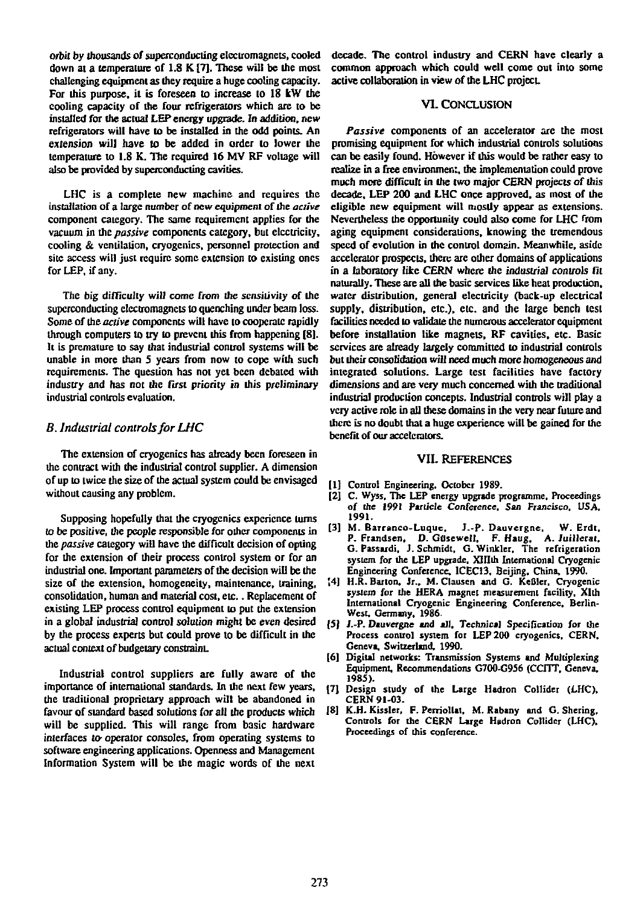*orbit* by thousands of superconducting electromagnets, cooled down at a temperature of 1.8 K [7]. These will be the most challenging equipment as they require a huge cooling capacity. For this purpose, it is foreseen to increase to 18 kW the cooling capacity of the four refrigerators which are to be installed for the actual LEP energy upgrade. *In addition, new* refrigerators will have to be installed in the odd points. An extension will have to be added in order to lower the temperature to 1.8 K. The required 16 MV RF voltage will also be provided by superconducting cavities.

LHC is a complete new machine and requires the installation of a large *number* of *new equipment* of *the active* component category. The same requirement applies for the vacuum in the *passive* components category, but electricity, cooling & ventilation, cryogenics, personnel protection and site access will just require some extension to existing ones for LEP, if any.

The big difficulty will come from the sensitivity of the superconducting electromagnets to quenching under beam loss. Some of the *active* components will have to cooperate rapidly through computers to try to prevent this from happening [8]. It is premature to say that industrial control systems will be unable in more than 5 years from now to cope with such requirements. The question has not yet been debated with industry and has not the first priority in this preliminary industrial controls evaluation.

### *B. Industrial controls for LHC*

The extension of cryogenics has already been foreseen in the contract with the industrial control supplier. A dimension of up to twice the size of the actual system could be envisaged without causing any problem.

Supposing hopefully that the cryogenics experience turns to be positive, the people responsible for other components in the *passive* category will have the difficult decision of opting for the extension of their process control system or for an industrial one. Important parameters of the decision will be the size of the extension, homogeneity, maintenance, training, consolidation, human and material cost, etc. . Replacement of existing LEP process control equipment to put the extension in a global industrial control *solution* might be even desired by the process experts but could prove to be difficult in the actual context of budgetary constraint.

Industrial control suppliers are fully aware of the importance of international standards. In the next few years, the traditional proprietary approach will be abandoned in favour of standard based solutions for all the products which will be supplied. This will range from basic hardware interfaces to operator consoles, from operating systems to software engineering applications. Openness and Management Information System will be the magic words of the next decade. The control industry and CERN have clearly a common approach which could well come out into some active collaboration in view of the LHC project.

## VI. Conclusion

*Passive* components of an accelerator are the most promising equipment for which industrial controls solutions can be easily found. However if this would be rather easy to realize in a free environment, the implementation could prove much more difficult in the two major CERN projects of this decade, LEP 200 and LHC once approved, as most of the eligible new equipment will mostly appear as extensions. Nevertheless the opportunity could also come for LHC from aging equipment considerations, knowing the tremendous speed of evolution in the control domain. Meanwhile, aside accelerator prospects, there are other domains of applications in a laboratory like CERN where the *industrial controls* fit naturally. These are all the basic services like heat production, water distribution, general electricity (back-up electrical supply, distribution, etc.), etc. and the large bench test facilities needed to validate the numerous accelerator equipment before installation like magnets, RF cavities, etc. Basic services are already largely committed to industrial controls but their *consolidation will need much more homogeneous* and integrated solutions. Large test facilities have factory dimensions and are very much concerned with the traditional industrial production concepts. Industrial controls will play a very active role in all these domains in the very near future and there is no doubt that a huge experience will be gained for the benefit of our accelerators.

## VII. References

[1] Control Engineering, October 1989.

[2] C. Wyss, The LEP energy upgrade programme, Proceedings of the *1991 Particle Conference, San Francisco, USA,* 1991.

[3] M. Barranco-Luque, J.-P. Dauvergne, W. Erdt, P. Frandsen, D. Güsewell, F. Haug, A. Juillerat, G. Passardi, J. Schmidt, G. Winkler, The refrigeration system for the LEP upgrade, XIIIth International Cryogenic Engineering Conference, ICEC13, Beijing, China, 1990.

[4] H.R. Barton, Jr., M. Clausen and G. Keßler, Cryogenic system for the HERA magnet measurement facility, XIth International Cryogenic Engineering Conference, Berlin-West, Germany, 1986.

[5] J.-P. Dauvergne and all, Technical Specification for the Process control system for LEP 200 cryogenics, CERN, Geneva, Switzerland, 1990.

[6] Digital networks: Transmission Systems and Multiplexing Equipment, Recommendations G700-G956 (CCITT, Geneva, 1985).

[7] Design study of the Large Hadron Collider (LHC), CERN 91-03.

[8] K.H. Kissler, F. Perriollat, M. Rabany and G. Shering, Controls for the CERN Large Hadron Collider (LHC), Proceedings of this conference.